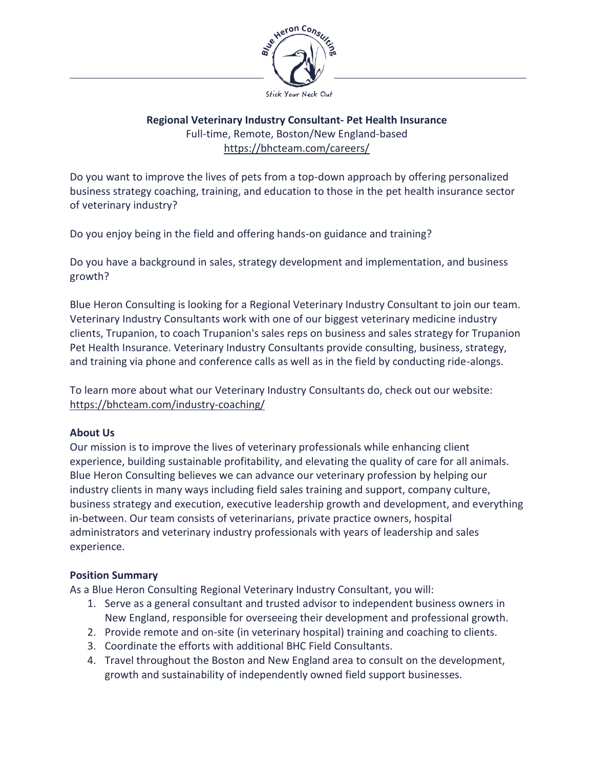Blue Heron Consulting

Stick Your Neck Out

**Regional Veterinary Industry Consultant- Pet Health Insurance**

Full-time, Remote, Boston/New England-based

https://bhcteam.com/careers/

Do you want to improve the lives of pets from a top-down approach by offering personalized business strategy coaching, training, and education to those in the pet health insurance sector of veterinary industry?

Do you enjoy being in the field and offering hands-on guidance and training?

Do you have a background in sales, strategy development and implementation, and business growth?

Blue Heron Consulting is looking for a Regional Veterinary Industry Consultant to join our team. Veterinary Industry Consultants work with one of our biggest veterinary medicine industry clients, Trupanion, to coach Trupanion's sales reps on business and sales strategy for Trupanion Pet Health Insurance. Veterinary Industry Consultants provide consulting, business, strategy, and training via phone and conference calls as well as in the field by conducting ride-alongs.

To learn more about what our Veterinary Industry Consultants do, check out our website: https://bhcteam.com/industry-coaching/

## About Us

Our mission is to improve the lives of veterinary professionals while enhancing client experience, building sustainable profitability, and elevating the quality of care for all animals. Blue Heron Consulting believes we can advance our veterinary profession by helping our industry clients in many ways including field sales training and support, company culture, business strategy and execution, executive leadership growth and development, and everything in-between. Our team consists of veterinarians, private practice owners, hospital administrators and veterinary industry professionals with years of leadership and sales experience.

## Position Summary

As a Blue Heron Consulting Regional Veterinary Industry Consultant, you will:

1. Serve as a general consultant and trusted advisor to independent business owners in New England, responsible for overseeing their development and professional growth.
2. Provide remote and on-site (in veterinary hospital) training and coaching to clients.
3. Coordinate the efforts with additional BHC Field Consultants.
4. Travel throughout the Boston and New England area to consult on the development, growth and sustainability of independently owned field support businesses.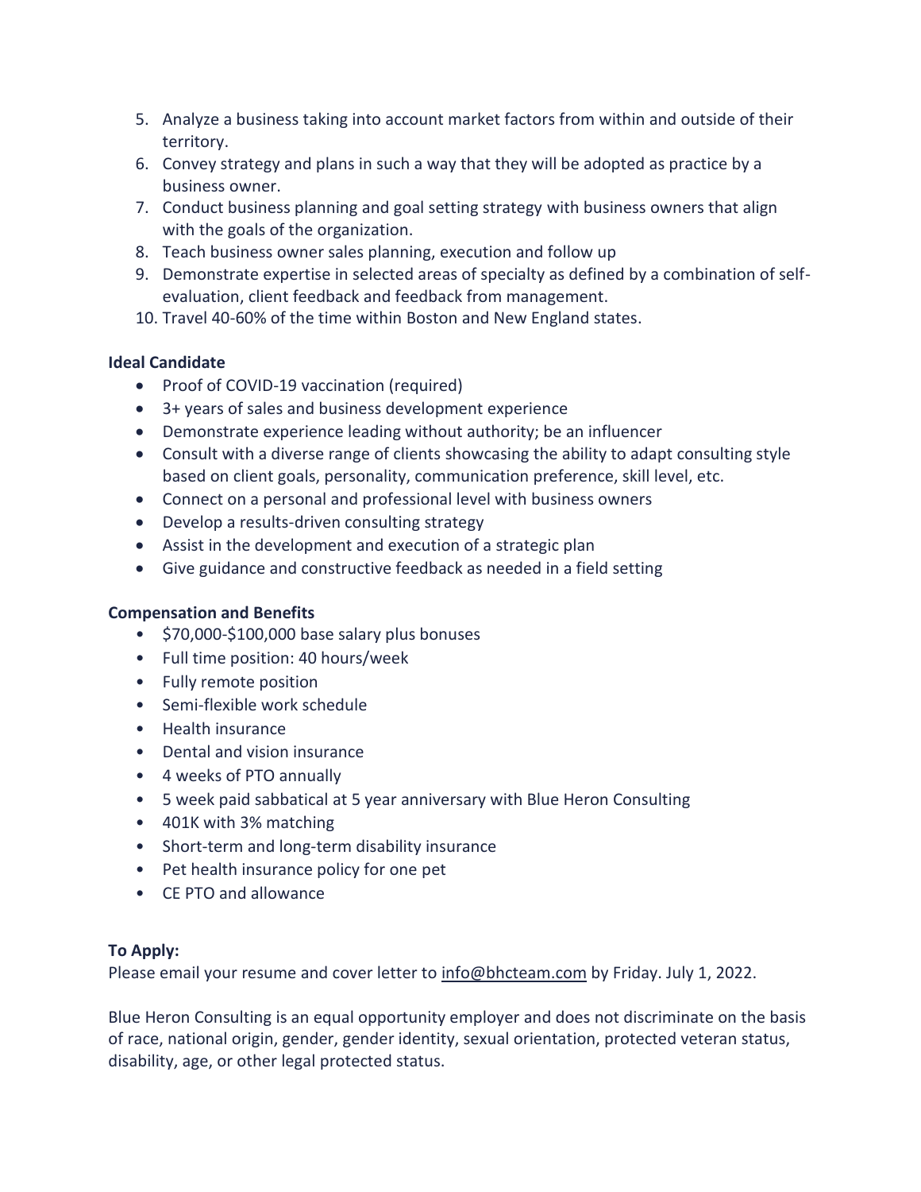5. Analyze a business taking into account market factors from within and outside of their territory.
6. Convey strategy and plans in such a way that they will be adopted as practice by a business owner.
7. Conduct business planning and goal setting strategy with business owners that align with the goals of the organization.
8. Teach business owner sales planning, execution and follow up
9. Demonstrate expertise in selected areas of specialty as defined by a combination of self-evaluation, client feedback and feedback from management.
10. Travel 40-60% of the time within Boston and New England states.

**Ideal Candidate**

- Proof of COVID-19 vaccination (required)
- 3+ years of sales and business development experience
- Demonstrate experience leading without authority; be an influencer
- Consult with a diverse range of clients showcasing the ability to adapt consulting style based on client goals, personality, communication preference, skill level, etc.
- Connect on a personal and professional level with business owners
- Develop a results-driven consulting strategy
- Assist in the development and execution of a strategic plan
- Give guidance and constructive feedback as needed in a field setting

**Compensation and Benefits**

- $70,000-$100,000 base salary plus bonuses
- Full time position: 40 hours/week
- Fully remote position
- Semi-flexible work schedule
- Health insurance
- Dental and vision insurance
- 4 weeks of PTO annually
- 5 week paid sabbatical at 5 year anniversary with Blue Heron Consulting
- 401K with 3% matching
- Short-term and long-term disability insurance
- Pet health insurance policy for one pet
- CE PTO and allowance

**To Apply:**

Please email your resume and cover letter to info@bhcteam.com by Friday. July 1, 2022.

Blue Heron Consulting is an equal opportunity employer and does not discriminate on the basis of race, national origin, gender, gender identity, sexual orientation, protected veteran status, disability, age, or other legal protected status.